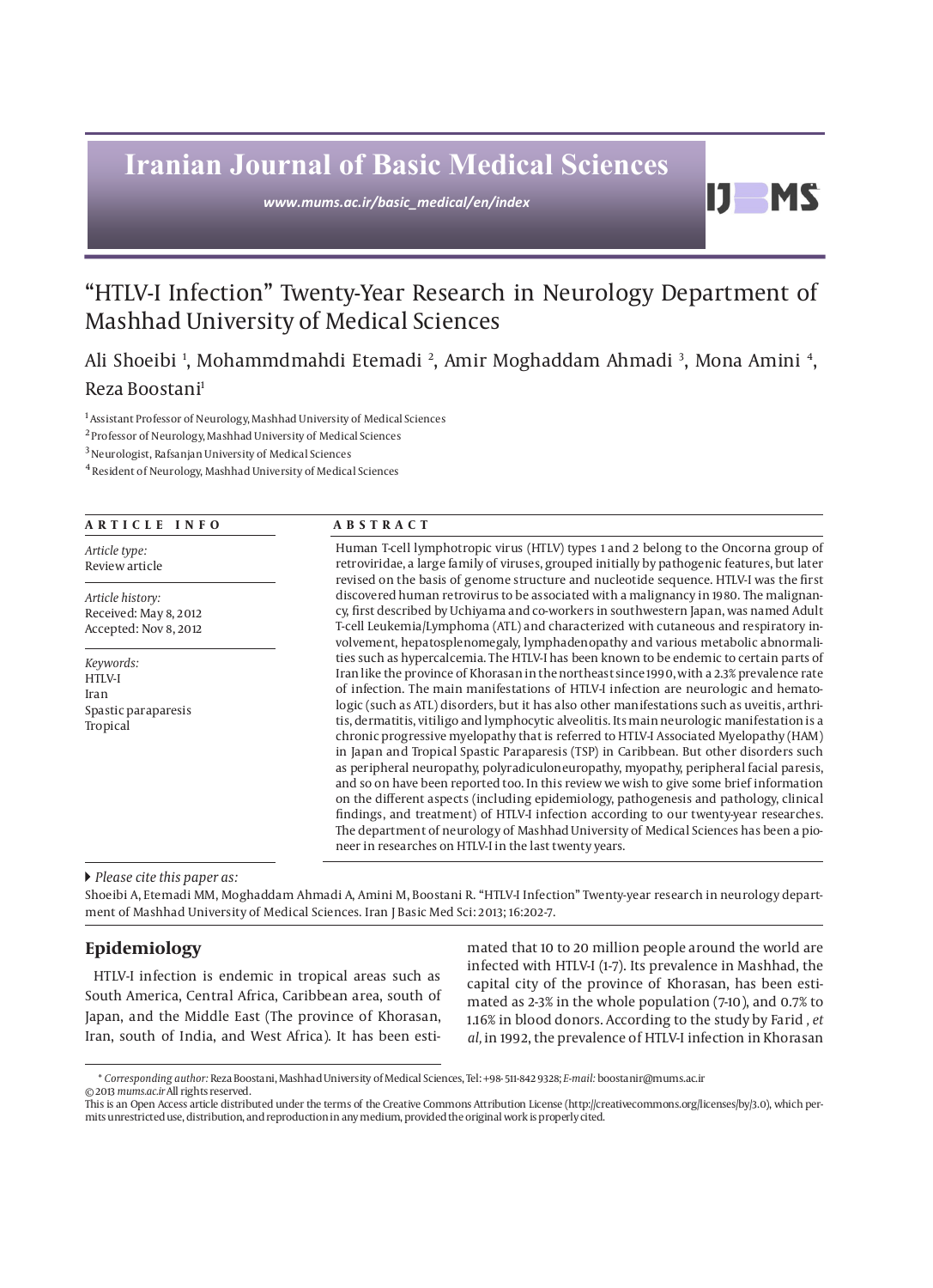Iranian Journal of Basic Medical Sciences

www.mums.ac.ir/basic_medical/en/index

# "HTLV-I Infection" Twenty-Year Research in Neurology Department of Mashhad University of Medical Sciences

Ali Shoeibi [1], Mohammdmahdi Etemadi [2], Amir Moghaddam Ahmadi [3], Mona Amini [4], Reza Boostani[1]

[1] Assistant Professor of Neurology, Mashhad University of Medical Sciences
[2] Professor of Neurology, Mashhad University of Medical Sciences
[3] Neurologist, Rafsanjan University of Medical Sciences
[4] Resident of Neurology, Mashhad University of Medical Sciences

**ARTICLE INFO**

*Article type:*
Review article

*Article history:*
Received: May 8, 2012
Accepted: Nov 8, 2012

*Keywords:*
HTLV-I
Iran
Spastic paraparesis
Tropical

**ABSTRACT**

Human T-cell lymphotropic virus (HTLV) types 1 and 2 belong to the Oncorna group of retroviridae, a large family of viruses, grouped initially by pathogenic features, but later revised on the basis of genome structure and nucleotide sequence. HTLV-I was the first discovered human retrovirus to be associated with a malignancy in 1980. The malignancy, first described by Uchiyama and co-workers in southwestern Japan, was named Adult T-cell Leukemia/Lymphoma (ATL) and characterized with cutaneous and respiratory involvement, hepatosplenomegaly, lymphadenopathy and various metabolic abnormalities such as hypercalcemia. The HTLV-I has been known to be endemic to certain parts of Iran like the province of Khorasan in the northeast since 1990, with a 2.3% prevalence rate of infection. The main manifestations of HTLV-I infection are neurologic and hematologic (such as ATL) disorders, but it has also other manifestations such as uveitis, arthritis, dermatitis, vitiligo and lymphocytic alveolitis. Its main neurologic manifestation is a chronic progressive myelopathy that is referred to HTLV-I Associated Myelopathy (HAM) in Japan and Tropical Spastic Paraparesis (TSP) in Caribbean. But other disorders such as peripheral neuropathy, polyradiculoneuropathy, myopathy, peripheral facial paresis, and so on have been reported too. In this review we wish to give some brief information on the different aspects (including epidemiology, pathogenesis and pathology, clinical findings, and treatment) of HTLV-I infection according to our twenty-year researches. The department of neurology of Mashhad University of Medical Sciences has been a pioneer in researches on HTLV-I in the last twenty years.

*Please cite this paper as:*
Shoeibi A, Etemadi MM, Moghaddam Ahmadi A, Amini M, Boostani R. "HTLV-I Infection" Twenty-year research in neurology department of Mashhad University of Medical Sciences. Iran J Basic Med Sci: 2013; 16:202-7.

## Epidemiology

HTLV-I infection is endemic in tropical areas such as South America, Central Africa, Caribbean area, south of Japan, and the Middle East (The province of Khorasan, Iran, south of India, and West Africa). It has been estimated that 10 to 20 million people around the world are infected with HTLV-I (1-7). Its prevalence in Mashhad, the capital city of the province of Khorasan, has been estimated as 2-3% in the whole population (7-10), and 0.7% to 1.16% in blood donors. According to the study by Farid *, et al,* in 1992, the prevalence of HTLV-I infection in Khorasan

\* *Corresponding author:* Reza Boostani, Mashhad University of Medical Sciences, Tel: +98- 511-842 9328; *E-mail:* boostanir@mums.ac.ir
© 2013 *mums.ac.ir* All rights reserved.
This is an Open Access article distributed under the terms of the Creative Commons Attribution License (http://creativecommons.org/licenses/by/3.0), which permits unrestricted use, distribution, and reproduction in any medium, provided the original work is properly cited.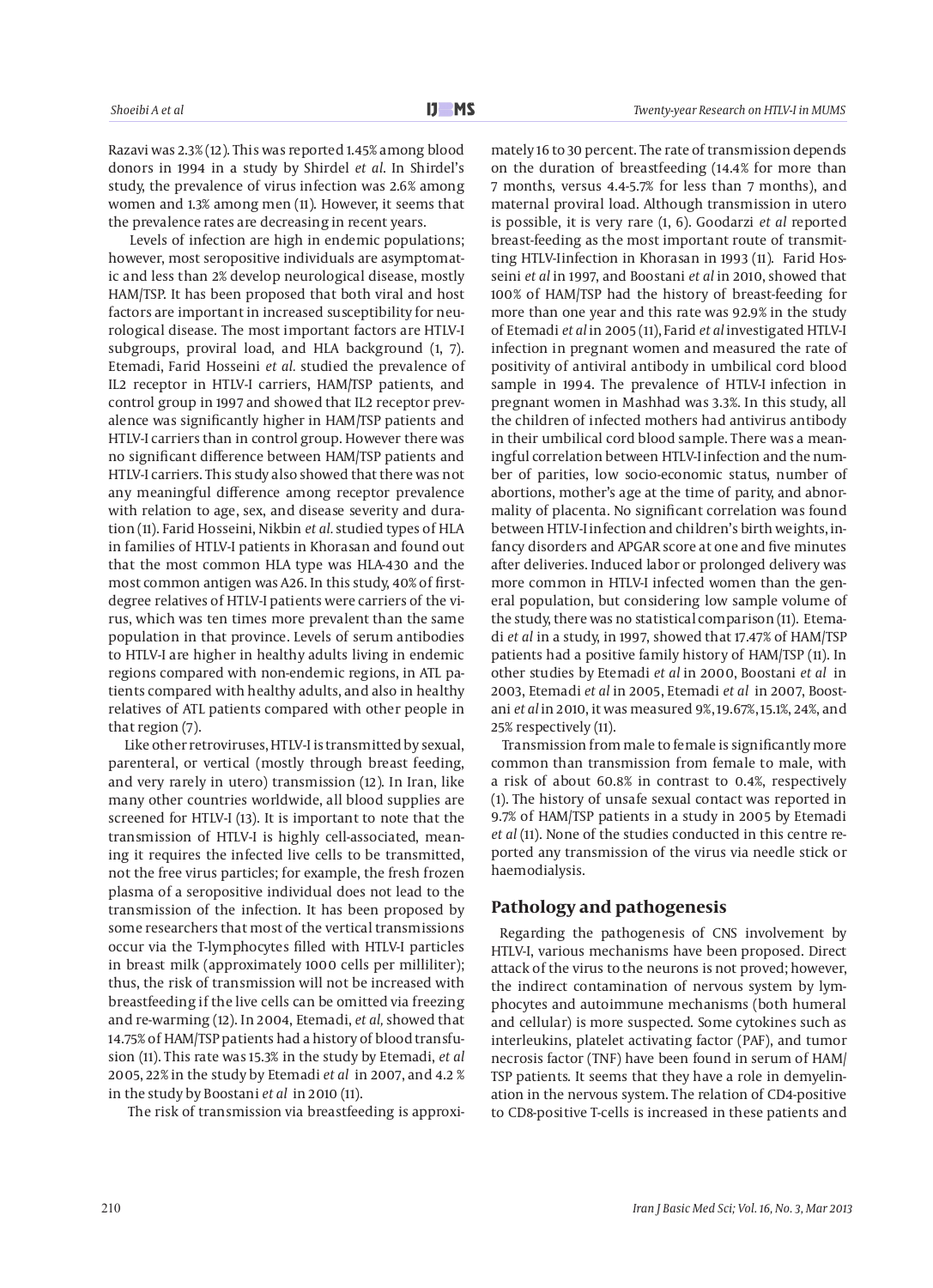Razavi was 2.3% (12). This was reported 1.45% among blood donors in 1994 in a study by Shirdel *et al*. In Shirdel's study, the prevalence of virus infection was 2.6% among women and 1.3% among men (11). However, it seems that the prevalence rates are decreasing in recent years.

Levels of infection are high in endemic populations; however, most seropositive individuals are asymptomatic and less than 2% develop neurological disease, mostly HAM/TSP. It has been proposed that both viral and host factors are important in increased susceptibility for neurological disease. The most important factors are HTLV-I subgroups, proviral load, and HLA background (1, 7). Etemadi, Farid Hosseini *et al.* studied the prevalence of IL2 receptor in HTLV-I carriers, HAM/TSP patients, and control group in 1997 and showed that IL2 receptor prevalence was significantly higher in HAM/TSP patients and HTLV-I carriers than in control group. However there was no significant difference between HAM/TSP patients and HTLV-I carriers. This study also showed that there was not any meaningful difference among receptor prevalence with relation to age, sex, and disease severity and duration (11). Farid Hosseini, Nikbin *et al.* studied types of HLA in families of HTLV-I patients in Khorasan and found out that the most common HLA type was HLA-430 and the most common antigen was A26. In this study, 40% of first-degree relatives of HTLV-I patients were carriers of the virus, which was ten times more prevalent than the same population in that province. Levels of serum antibodies to HTLV-I are higher in healthy adults living in endemic regions compared with non-endemic regions, in ATL patients compared with healthy adults, and also in healthy relatives of ATL patients compared with other people in that region (7).

Like other retroviruses, HTLV-I is transmitted by sexual, parenteral, or vertical (mostly through breast feeding, and very rarely in utero) transmission (12). In Iran, like many other countries worldwide, all blood supplies are screened for HTLV-I (13). It is important to note that the transmission of HTLV-I is highly cell-associated, meaning it requires the infected live cells to be transmitted, not the free virus particles; for example, the fresh frozen plasma of a seropositive individual does not lead to the transmission of the infection. It has been proposed by some researchers that most of the vertical transmissions occur via the T-lymphocytes filled with HTLV-I particles in breast milk (approximately 1000 cells per milliliter); thus, the risk of transmission will not be increased with breastfeeding if the live cells can be omitted via freezing and re-warming (12). In 2004, Etemadi, *et al,* showed that 14.75% of HAM/TSP patients had a history of blood transfusion (11). This rate was 15.3% in the study by Etemadi, *et al* 2005, 22% in the study by Etemadi *et al* in 2007, and 4.2 % in the study by Boostani *et al* in 2010 (11).

The risk of transmission via breastfeeding is approximately 16 to 30 percent. The rate of transmission depends on the duration of breastfeeding (14.4% for more than 7 months, versus 4.4-5.7% for less than 7 months), and maternal proviral load. Although transmission in utero is possible, it is very rare (1, 6). Goodarzi *et al* reported breast-feeding as the most important route of transmitting HTLV-Iinfection in Khorasan in 1993 (11). Farid Hosseini *et al* in 1997, and Boostani *et al* in 2010, showed that 100% of HAM/TSP had the history of breast-feeding for more than one year and this rate was 92.9% in the study of Etemadi *et al* in 2005 (11), Farid *et al* investigated HTLV-I infection in pregnant women and measured the rate of positivity of antiviral antibody in umbilical cord blood sample in 1994. The prevalence of HTLV-I infection in pregnant women in Mashhad was 3.3%. In this study, all the children of infected mothers had antivirus antibody in their umbilical cord blood sample. There was a meaningful correlation between HTLV-I infection and the number of parities, low socio-economic status, number of abortions, mother's age at the time of parity, and abnormality of placenta. No significant correlation was found between HTLV-I infection and children's birth weights, infancy disorders and APGAR score at one and five minutes after deliveries. Induced labor or prolonged delivery was more common in HTLV-I infected women than the general population, but considering low sample volume of the study, there was no statistical comparison (11). Etemadi *et al* in a study, in 1997, showed that 17.47% of HAM/TSP patients had a positive family history of HAM/TSP (11). In other studies by Etemadi *et al* in 2000, Boostani *et al* in 2003, Etemadi *et al* in 2005, Etemadi *et al* in 2007, Boostani *et al* in 2010, it was measured 9%, 19.67%, 15.1%, 24%, and 25% respectively (11).

Transmission from male to female is significantly more common than transmission from female to male, with a risk of about 60.8% in contrast to 0.4%, respectively (1). The history of unsafe sexual contact was reported in 9.7% of HAM/TSP patients in a study in 2005 by Etemadi *et al* (11). None of the studies conducted in this centre reported any transmission of the virus via needle stick or haemodialysis.

## Pathology and pathogenesis

Regarding the pathogenesis of CNS involvement by HTLV-I, various mechanisms have been proposed. Direct attack of the virus to the neurons is not proved; however, the indirect contamination of nervous system by lymphocytes and autoimmune mechanisms (both humeral and cellular) is more suspected. Some cytokines such as interleukins, platelet activating factor (PAF), and tumor necrosis factor (TNF) have been found in serum of HAM/TSP patients. It seems that they have a role in demyelination in the nervous system. The relation of CD4-positive to CD8-positive T-cells is increased in these patients and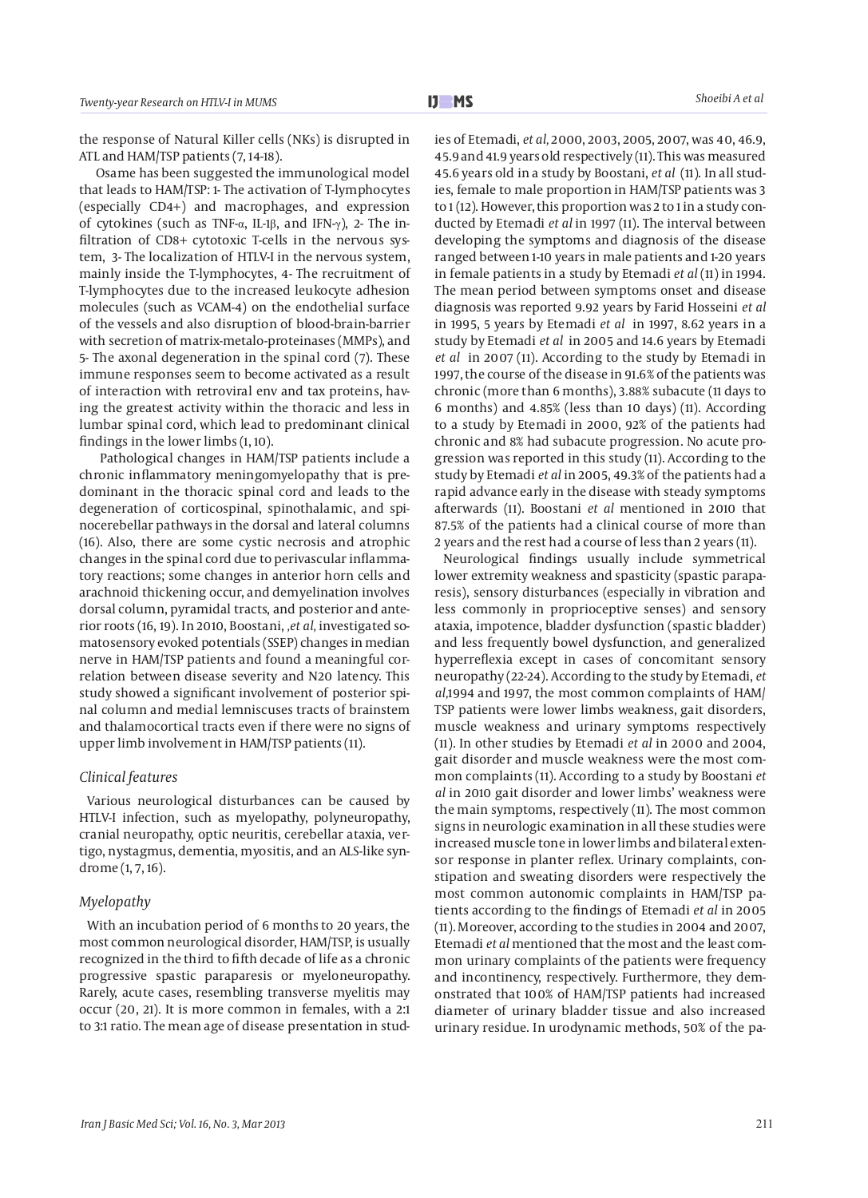the response of Natural Killer cells (NKs) is disrupted in ATL and HAM/TSP patients (7, 14-18).

Osame has been suggested the immunological model that leads to HAM/TSP: 1- The activation of T-lymphocytes (especially CD4+) and macrophages, and expression of cytokines (such as TNF-α, IL-1β, and IFN-γ), 2- The infiltration of CD8+ cytotoxic T-cells in the nervous system, 3- The localization of HTLV-I in the nervous system, mainly inside the T-lymphocytes, 4- The recruitment of T-lymphocytes due to the increased leukocyte adhesion molecules (such as VCAM-4) on the endothelial surface of the vessels and also disruption of blood-brain-barrier with secretion of matrix-metalo-proteinases (MMPs), and 5- The axonal degeneration in the spinal cord (7). These immune responses seem to become activated as a result of interaction with retroviral env and tax proteins, having the greatest activity within the thoracic and less in lumbar spinal cord, which lead to predominant clinical findings in the lower limbs (1, 10).

Pathological changes in HAM/TSP patients include a chronic inflammatory meningomyelopathy that is predominant in the thoracic spinal cord and leads to the degeneration of corticospinal, spinothalamic, and spinocerebellar pathways in the dorsal and lateral columns (16). Also, there are some cystic necrosis and atrophic changes in the spinal cord due to perivascular inflammatory reactions; some changes in anterior horn cells and arachnoid thickening occur, and demyelination involves dorsal column, pyramidal tracts, and posterior and anterior roots (16, 19). In 2010, Boostani, ,*et al*, investigated somatosensory evoked potentials (SSEP) changes in median nerve in HAM/TSP patients and found a meaningful correlation between disease severity and N20 latency. This study showed a significant involvement of posterior spinal column and medial lemniscuses tracts of brainstem and thalamocortical tracts even if there were no signs of upper limb involvement in HAM/TSP patients (11).

### *Clinical features*

Various neurological disturbances can be caused by HTLV-I infection, such as myelopathy, polyneuropathy, cranial neuropathy, optic neuritis, cerebellar ataxia, vertigo, nystagmus, dementia, myositis, and an ALS-like syndrome (1, 7, 16).

### *Myelopathy*

With an incubation period of 6 months to 20 years, the most common neurological disorder, HAM/TSP, is usually recognized in the third to fifth decade of life as a chronic progressive spastic paraparesis or myeloneuropathy. Rarely, acute cases, resembling transverse myelitis may occur (20, 21). It is more common in females, with a 2:1 to 3:1 ratio. The mean age of disease presentation in studies of Etemadi, *et al*, 2000, 2003, 2005, 2007, was 40, 46.9, 45.9 and 41.9 years old respectively (11). This was measured 45.6 years old in a study by Boostani, *et al* (11). In all studies, female to male proportion in HAM/TSP patients was 3 to 1 (12). However, this proportion was 2 to 1 in a study conducted by Etemadi *et al* in 1997 (11). The interval between developing the symptoms and diagnosis of the disease ranged between 1-10 years in male patients and 1-20 years in female patients in a study by Etemadi *et al* (11) in 1994. The mean period between symptoms onset and disease diagnosis was reported 9.92 years by Farid Hosseini *et al* in 1995, 5 years by Etemadi *et al* in 1997, 8.62 years in a study by Etemadi *et al* in 2005 and 14.6 years by Etemadi *et al* in 2007 (11). According to the study by Etemadi in 1997, the course of the disease in 91.6% of the patients was chronic (more than 6 months), 3.88% subacute (11 days to 6 months) and 4.85% (less than 10 days) (11). According to a study by Etemadi in 2000, 92% of the patients had chronic and 8% had subacute progression. No acute progression was reported in this study (11). According to the study by Etemadi *et al* in 2005, 49.3% of the patients had a rapid advance early in the disease with steady symptoms afterwards (11). Boostani *et al* mentioned in 2010 that 87.5% of the patients had a clinical course of more than 2 years and the rest had a course of less than 2 years (11).

Neurological findings usually include symmetrical lower extremity weakness and spasticity (spastic paraparesis), sensory disturbances (especially in vibration and less commonly in proprioceptive senses) and sensory ataxia, impotence, bladder dysfunction (spastic bladder) and less frequently bowel dysfunction, and generalized hyperreflexia except in cases of concomitant sensory neuropathy (22-24). According to the study by Etemadi, *et al*,1994 and 1997, the most common complaints of HAM/TSP patients were lower limbs weakness, gait disorders, muscle weakness and urinary symptoms respectively (11). In other studies by Etemadi *et al* in 2000 and 2004, gait disorder and muscle weakness were the most common complaints (11). According to a study by Boostani *et al* in 2010 gait disorder and lower limbs' weakness were the main symptoms, respectively (11). The most common signs in neurologic examination in all these studies were increased muscle tone in lower limbs and bilateral extensor response in planter reflex. Urinary complaints, constipation and sweating disorders were respectively the most common autonomic complaints in HAM/TSP patients according to the findings of Etemadi *et al* in 2005 (11). Moreover, according to the studies in 2004 and 2007, Etemadi *et al* mentioned that the most and the least common urinary complaints of the patients were frequency and incontinency, respectively. Furthermore, they demonstrated that 100% of HAM/TSP patients had increased diameter of urinary bladder tissue and also increased urinary residue. In urodynamic methods, 50% of the pa-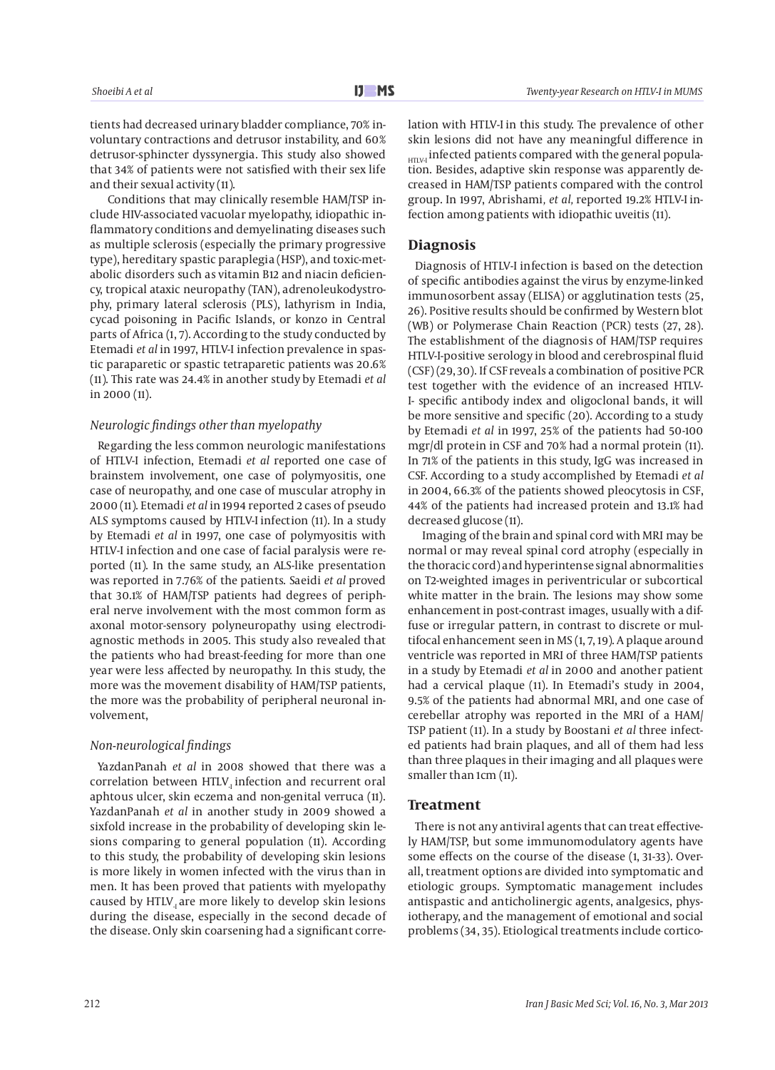tients had decreased urinary bladder compliance, 70% involuntary contractions and detrusor instability, and 60% detrusor-sphincter dyssynergia. This study also showed that 34% of patients were not satisfied with their sex life and their sexual activity (11).

Conditions that may clinically resemble HAM/TSP include HIV-associated vacuolar myelopathy, idiopathic inflammatory conditions and demyelinating diseases such as multiple sclerosis (especially the primary progressive type), hereditary spastic paraplegia (HSP), and toxic-metabolic disorders such as vitamin B12 and niacin deficiency, tropical ataxic neuropathy (TAN), adrenoleukodystrophy, primary lateral sclerosis (PLS), lathyrism in India, cycad poisoning in Pacific Islands, or konzo in Central parts of Africa (1, 7). According to the study conducted by Etemadi *et al* in 1997, HTLV-I infection prevalence in spastic paraparetic or spastic tetraparetic patients was 20.6% (11). This rate was 24.4% in another study by Etemadi *et al* in 2000 (11).

### *Neurologic findings other than myelopathy*

Regarding the less common neurologic manifestations of HTLV-I infection, Etemadi *et al* reported one case of brainstem involvement, one case of polymyositis, one case of neuropathy, and one case of muscular atrophy in 2000 (11). Etemadi *et al* in 1994 reported 2 cases of pseudo ALS symptoms caused by HTLV-I infection (11). In a study by Etemadi *et al* in 1997, one case of polymyositis with HTLV-I infection and one case of facial paralysis were reported (11). In the same study, an ALS-like presentation was reported in 7.76% of the patients. Saeidi *et al* proved that 30.1% of HAM/TSP patients had degrees of peripheral nerve involvement with the most common form as axonal motor-sensory polyneuropathy using electrodiagnostic methods in 2005. This study also revealed that the patients who had breast-feeding for more than one year were less affected by neuropathy. In this study, the more was the movement disability of HAM/TSP patients, the more was the probability of peripheral neuronal involvement,

### *Non-neurological findings*

YazdanPanah *et al* in 2008 showed that there was a correlation between $HTLV_{-I}$ infection and recurrent oral aphtous ulcer, skin eczema and non-genital verruca (11). YazdanPanah *et al* in another study in 2009 showed a sixfold increase in the probability of developing skin lesions comparing to general population (11). According to this study, the probability of developing skin lesions is more likely in women infected with the virus than in men. It has been proved that patients with myelopathy caused by $HTLV_{-I}$ are more likely to develop skin lesions during the disease, especially in the second decade of the disease. Only skin coarsening had a significant correlation with HTLV-I in this study. The prevalence of other skin lesions did not have any meaningful difference in $_{HTLV-I}$ infected patients compared with the general population. Besides, adaptive skin response was apparently decreased in HAM/TSP patients compared with the control group. In 1997, Abrishami*, et al,* reported 19.2% HTLV-I infection among patients with idiopathic uveitis (11).

## Diagnosis

Diagnosis of HTLV-I infection is based on the detection of specific antibodies against the virus by enzyme-linked immunosorbent assay (ELISA) or agglutination tests (25, 26). Positive results should be confirmed by Western blot (WB) or Polymerase Chain Reaction (PCR) tests (27, 28). The establishment of the diagnosis of HAM/TSP requires HTLV-I-positive serology in blood and cerebrospinal fluid (CSF) (29, 30). If CSF reveals a combination of positive PCR test together with the evidence of an increased HTLV-I- specific antibody index and oligoclonal bands, it will be more sensitive and specific (20). According to a study by Etemadi *et al* in 1997, 25% of the patients had 50-100 mgr/dl protein in CSF and 70% had a normal protein (11). In 71% of the patients in this study, IgG was increased in CSF. According to a study accomplished by Etemadi *et al* in 2004, 66.3% of the patients showed pleocytosis in CSF, 44% of the patients had increased protein and 13.1% had decreased glucose (11).

Imaging of the brain and spinal cord with MRI may be normal or may reveal spinal cord atrophy (especially in the thoracic cord) and hyperintense signal abnormalities on T2-weighted images in periventricular or subcortical white matter in the brain. The lesions may show some enhancement in post-contrast images, usually with a diffuse or irregular pattern, in contrast to discrete or multifocal enhancement seen in MS (1, 7, 19). A plaque around ventricle was reported in MRI of three HAM/TSP patients in a study by Etemadi *et al* in 2000 and another patient had a cervical plaque (11). In Etemadi's study in 2004, 9.5% of the patients had abnormal MRI, and one case of cerebellar atrophy was reported in the MRI of a HAM/TSP patient (11). In a study by Boostani *et al* three infected patients had brain plaques, and all of them had less than three plaques in their imaging and all plaques were smaller than 1cm (11).

## Treatment

There is not any antiviral agents that can treat effectively HAM/TSP, but some immunomodulatory agents have some effects on the course of the disease (1, 31-33). Overall, treatment options are divided into symptomatic and etiologic groups. Symptomatic management includes antispastic and anticholinergic agents, analgesics, physiotherapy, and the management of emotional and social problems (34, 35). Etiological treatments include cortico-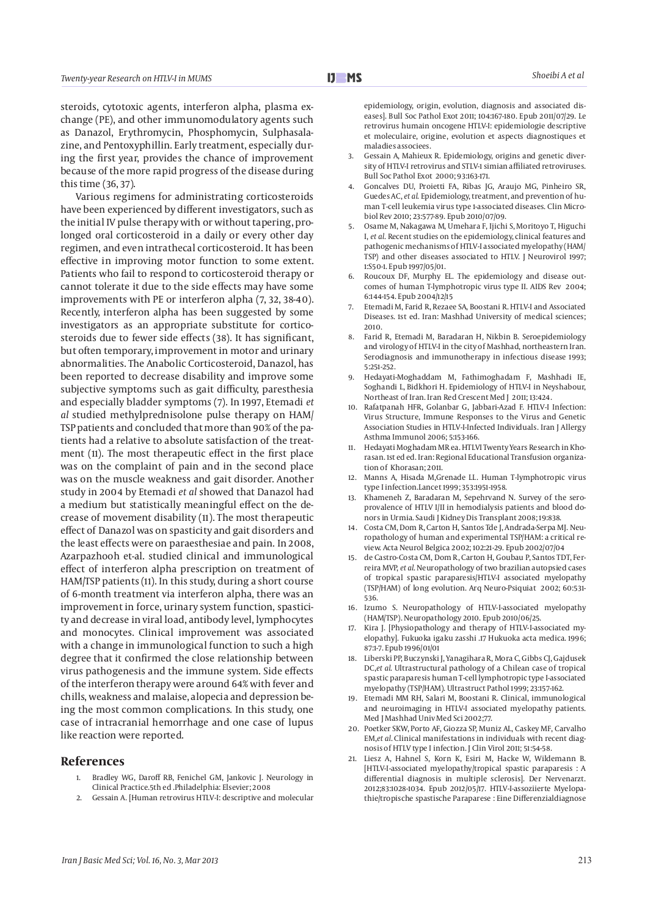steroids, cytotoxic agents, interferon alpha, plasma exchange (PE), and other immunomodulatory agents such as Danazol, Erythromycin, Phosphomycin, Sulphasalazine, and Pentoxyphillin. Early treatment, especially during the first year, provides the chance of improvement because of the more rapid progress of the disease during this time (36, 37).

Various regimens for administrating corticosteroids have been experienced by different investigators, such as the initial IV pulse therapy with or without tapering, prolonged oral corticosteroid in a daily or every other day regimen, and even intrathecal corticosteroid. It has been effective in improving motor function to some extent. Patients who fail to respond to corticosteroid therapy or cannot tolerate it due to the side effects may have some improvements with PE or interferon alpha (7, 32, 38-40). Recently, interferon alpha has been suggested by some investigators as an appropriate substitute for corticosteroids due to fewer side effects (38). It has significant, but often temporary, improvement in motor and urinary abnormalities. The Anabolic Corticosteroid, Danazol, has been reported to decrease disability and improve some subjective symptoms such as gait difficulty, paresthesia and especially bladder symptoms (7). In 1997, Etemadi *et al* studied methylprednisolone pulse therapy on HAM/TSP patients and concluded that more than 90% of the patients had a relative to absolute satisfaction of the treatment (11). The most therapeutic effect in the first place was on the complaint of pain and in the second place was on the muscle weakness and gait disorder. Another study in 2004 by Etemadi *et al* showed that Danazol had a medium but statistically meaningful effect on the decrease of movement disability (11). The most therapeutic effect of Danazol was on spasticity and gait disorders and the least effects were on paraesthesiae and pain. In 2008, Azarpazhooh et-al. studied clinical and immunological effect of interferon alpha prescription on treatment of HAM/TSP patients (11). In this study, during a short course of 6-month treatment via interferon alpha, there was an improvement in force, urinary system function, spasticity and decrease in viral load, antibody level, lymphocytes and monocytes. Clinical improvement was associated with a change in immunological function to such a high degree that it confirmed the close relationship between virus pathogenesis and the immune system. Side effects of the interferon therapy were around 64% with fever and chills, weakness and malaise, alopecia and depression being the most common complications. In this study, one case of intracranial hemorrhage and one case of lupus like reaction were reported.

## References

1. Bradley WG, Daroff RB, Fenichel GM, Jankovic J. Neurology in Clinical Practice.5th ed .Philadelphia: Elsevier; 2008
2. Gessain A. [Human retrovirus HTLV-I: descriptive and molecular epidemiology, origin, evolution, diagnosis and associated diseases]. Bull Soc Pathol Exot 2011; 104:167-180. Epub 2011/07/29. Le retrovirus humain oncogene HTLV-I: epidemiologie descriptive et moleculaire, origine, evolution et aspects diagnostiques et maladies associees.
3. Gessain A, Mahieux R. Epidemiology, origins and genetic diversity of HTLV-I retrovirus and STLV-1 simian affiliated retroviruses. Bull Soc Pathol Exot 2000; 93:163-171.
4. Goncalves DU, Proietti FA, Ribas JG, Araujo MG, Pinheiro SR, Guedes AC, *et al*. Epidemiology, treatment, and prevention of human T-cell leukemia virus type 1-associated diseases. Clin Microbiol Rev 2010; 23:577-89. Epub 2010/07/09.
5. Osame M, Nakagawa M, Umehara F, Ijichi S, Moritoyo T, Higuchi I, *et al*. Recent studies on the epidemiology, clinical features and pathogenic mechanisms of HTLV-I associated myelopathy (HAM/TSP) and other diseases associated to HTLV. J Neurovirol 1997; 1:S50-1. Epub 1997/05/01.
6. Roucoux DF, Murphy EL. The epidemiology and disease outcomes of human T-lymphotropic virus type II. AIDS Rev 2004; 6:144-154. Epub 2004/12/15
7. Etemadi M, Farid R, Rezaee SA, Boostani R. HTLV-I and Associated Diseases. 1st ed. Iran: Mashhad University of medical sciences; 2010.
8. Farid R, Etemadi M, Baradaran H, Nikbin B. Seroepidemiology and virology of HTLV-I in the city of Mashhad, northeastern Iran. Serodiagnosis and immunotherapy in infectious disease 1993; 5:251-252.
9. Hedayati-Moghaddam M, Fathimoghadam F, Mashhadi IE, Soghandi L, Bidkhori H. Epidemiology of HTLV-I in Neyshabour, Northeast of Iran. Iran Red Crescent Med J 2011; 13:424.
10. Rafatpanah HFR, Golanbar G, Jabbari-Azad F. HTLV-I Infection: Virus Structure, Immune Responses to the Virus and Genetic Association Studies in HTLV-I-Infected Individuals. Iran J Allergy Asthma Immunol 2006; 5:153-166.
11. Hedayati Moghadam MR ea. HTLVI Twenty Years Research in Khorasan. 1st ed ed. Iran: Regional Educational Transfusion organization of Khorasan; 2011.
12. Manns A, Hisada M,Grenade LL. Human T-lymphotropic virus type I infection.Lancet 1999; 353:1951-1958.
13. Khameneh Z, Baradaran M, Sepehrvand N. Survey of the seroprovalence of HTLV I/II in hemodialysis patients and blood donors in Urmia. Saudi J Kidney Dis Transplant 2008; 19:838.
14. Costa CM, Dom R, Carton H, Santos Tde J, Andrada-Serpa MJ. Neuropathology of human and experimental TSP/HAM: a critical review. Acta Neurol Belgica 2002; 102:21-29. Epub 2002/07/04
15. de Castro-Costa CM, Dom R, Carton H, Goubau P, Santos TDT, Ferreira MVP, *et al*. Neuropathology of two brazilian autopsied cases of tropical spastic paraparesis/HTLV-I associated myelopathy (TSP/HAM) of long evolution. Arq Neuro-Psiquiat 2002; 60:531-536.
16. Izumo S. Neuropathology of HTLV-I-associated myelopathy (HAM/TSP). Neuropathology 2010. Epub 2010/06/25.
17. Kira J. [Physiopathology and therapy of HTLV-I-associated myelopathy]. Fukuoka igaku zasshi .17 Hukuoka acta medica. 1996; 87:1-7. Epub 1996/01/01
18. Liberski PP, Buczynski J, Yanagihara R, Mora C, Gibbs CJ, Gajdusek DC,*et al*. Ultrastructural pathology of a Chilean case of tropical spastic paraparesis human T-cell lymphotropic type I-associated myelopathy (TSP/HAM). Ultrastruct Pathol 1999; 23:157-162.
19. Etemadi MM RH, Salari M, Boostani R. Clinical, immunological and neuroimaging in HTLV-I associated myelopathy patients. Med J Mashhad Univ Med Sci 2002;77.
20. Poetker SKW, Porto AF, Giozza SP, Muniz AL, Caskey MF, Carvalho EM,*et al*. Clinical manifestations in individuals with recent diagnosis of HTLV type I infection. J Clin Virol 2011; 51:54-58.
21. Liesz A, Hahnel S, Korn K, Esiri M, Hacke W, Wildemann B. [HTLV-I-associated myelopathy/tropical spastic paraparesis : A differential diagnosis in multiple sclerosis]. Der Nervenarzt. 2012;83:1028-1034. Epub 2012/05/17. HTLV-I-assoziierte Myelopathie/tropische spastische Paraparese : Eine Differenzialdiagnose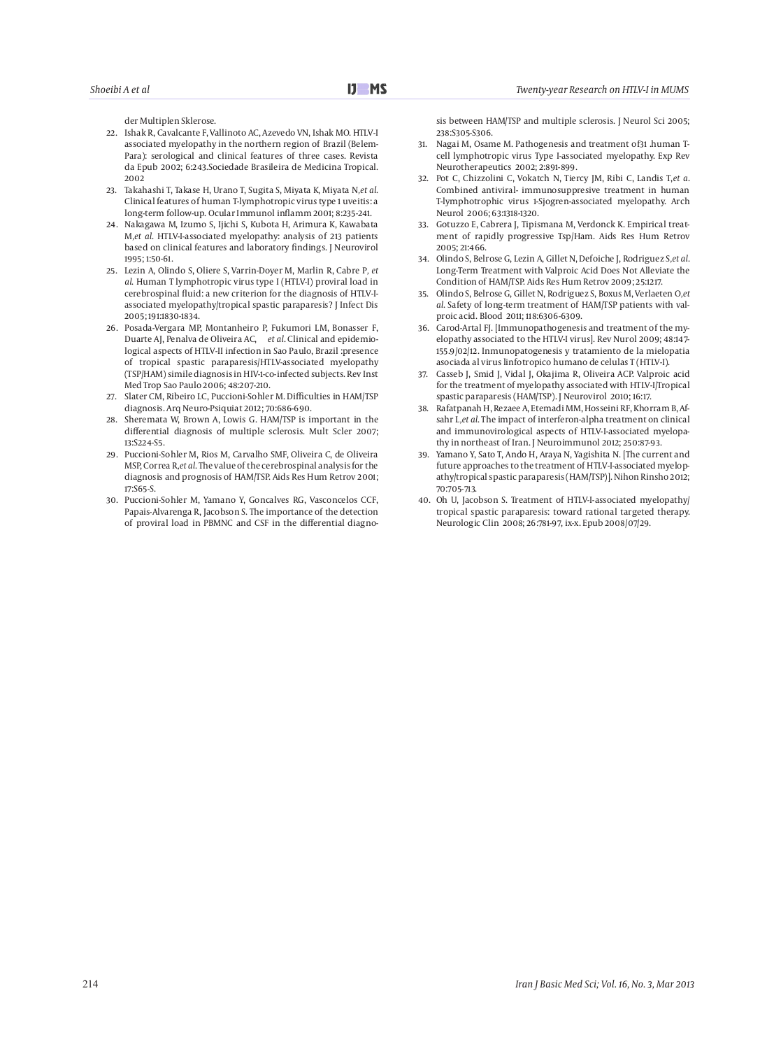der Multiplen Sklerose.

22. Ishak R, Cavalcante F, Vallinoto AC, Azevedo VN, Ishak MO. HTLV-I associated myelopathy in the northern region of Brazil (Belem-Para): serological and clinical features of three cases. Revista da Epub 2002; 6:243.Sociedade Brasileira de Medicina Tropical. 2002
23. Takahashi T, Takase H, Urano T, Sugita S, Miyata K, Miyata N,*et al*. Clinical features of human T-lymphotropic virus type 1 uveitis: a long-term follow-up. Ocular Immunol inflamm 2001; 8:235-241.
24. Nakagawa M, Izumo S, Ijichi S, Kubota H, Arimura K, Kawabata M,*et al*. HTLV-I-associated myelopathy: analysis of 213 patients based on clinical features and laboratory findings. J Neurovirol 1995; 1:50-61.
25. Lezin A, Olindo S, Oliere S, Varrin-Doyer M, Marlin R, Cabre P, *et al*. Human T lymphotropic virus type I (HTLV-I) proviral load in cerebrospinal fluid: a new criterion for the diagnosis of HTLV-I-associated myelopathy/tropical spastic paraparesis? J Infect Dis 2005; 191:1830-1834.
26. Posada-Vergara MP, Montanheiro P, Fukumori LM, Bonasser F, Duarte AJ, Penalva de Oliveira AC, *et al*. Clinical and epidemiological aspects of HTLV-II infection in Sao Paulo, Brazil :presence of tropical spastic paraparesis/HTLV-associated myelopathy (TSP/HAM) simile diagnosis in HIV-1-co-infected subjects. Rev Inst Med Trop Sao Paulo 2006; 48:207-210.
27. Slater CM, Ribeiro LC, Puccioni-Sohler M. Difficulties in HAM/TSP diagnosis. Arq Neuro-Psiquiat 2012; 70:686-690.
28. Sheremata W, Brown A, Lowis G. HAM/TSP is important in the differential diagnosis of multiple sclerosis. Mult Scler 2007; 13:S224-S5.
29. Puccioni-Sohler M, Rios M, Carvalho SMF, Oliveira C, de Oliveira MSP, Correa R,*et al*. The value of the cerebrospinal analysis for the diagnosis and prognosis of HAM/TSP. Aids Res Hum Retrov 2001; 17:S65-S.
30. Puccioni-Sohler M, Yamano Y, Goncalves RG, Vasconcelos CCF, Papais-Alvarenga R, Jacobson S. The importance of the detection of proviral load in PBMNC and CSF in the differential diagnosis between HAM/TSP and multiple sclerosis. J Neurol Sci 2005; 238:S305-S306.
31. Nagai M, Osame M. Pathogenesis and treatment of31 .human T-cell lymphotropic virus Type I-associated myelopathy. Exp Rev Neurotherapeutics 2002; 2:891-899.
32. Pot C, Chizzolini C, Vokatch N, Tiercy JM, Ribi C, Landis T,*et a*. Combined antiviral- immunosuppresive treatment in human T-lymphotrophic virus 1-Sjogren-associated myelopathy. Arch Neurol 2006; 63:1318-1320.
33. Gotuzzo E, Cabrera J, Tipismana M, Verdonck K. Empirical treatment of rapidly progressive Tsp/Ham. Aids Res Hum Retrov 2005; 21:466.
34. Olindo S, Belrose G, Lezin A, Gillet N, Defoiche J, Rodriguez S,*et al*. Long-Term Treatment with Valproic Acid Does Not Alleviate the Condition of HAM/TSP. Aids Res Hum Retrov 2009; 25:1217.
35. Olindo S, Belrose G, Gillet N, Rodriguez S, Boxus M, Verlaeten O,*et al*. Safety of long-term treatment of HAM/TSP patients with valproic acid. Blood 2011; 118:6306-6309.
36. Carod-Artal FJ. [Immunopathogenesis and treatment of the myelopathy associated to the HTLV-I virus]. Rev Nurol 2009; 48:147-155.9/02/12. Inmunopatogenesis y tratamiento de la mielopatia asociada al virus linfotropico humano de celulas T (HTLV-I).
37. Casseb J, Smid J, Vidal J, Okajima R, Oliveira ACP. Valproic acid for the treatment of myelopathy associated with HTLV-I/Tropical spastic paraparesis (HAM/TSP). J Neurovirol 2010; 16:17.
38. Rafatpanah H, Rezaee A, Etemadi MM, Hosseini RF, Khorram B, Afsahr L,*et al*. The impact of interferon-alpha treatment on clinical and immunovirological aspects of HTLV-I-associated myelopathy in northeast of Iran. J Neuroimmunol 2012; 250:87-93.
39. Yamano Y, Sato T, Ando H, Araya N, Yagishita N. [The current and future approaches to the treatment of HTLV-I-associated myelopathy/tropical spastic paraparesis (HAM/TSP)]. Nihon Rinsho 2012; 70:705-713.
40. Oh U, Jacobson S. Treatment of HTLV-I-associated myelopathy/tropical spastic paraparesis: toward rational targeted therapy. Neurologic Clin 2008; 26:781-97, ix-x. Epub 2008/07/29.